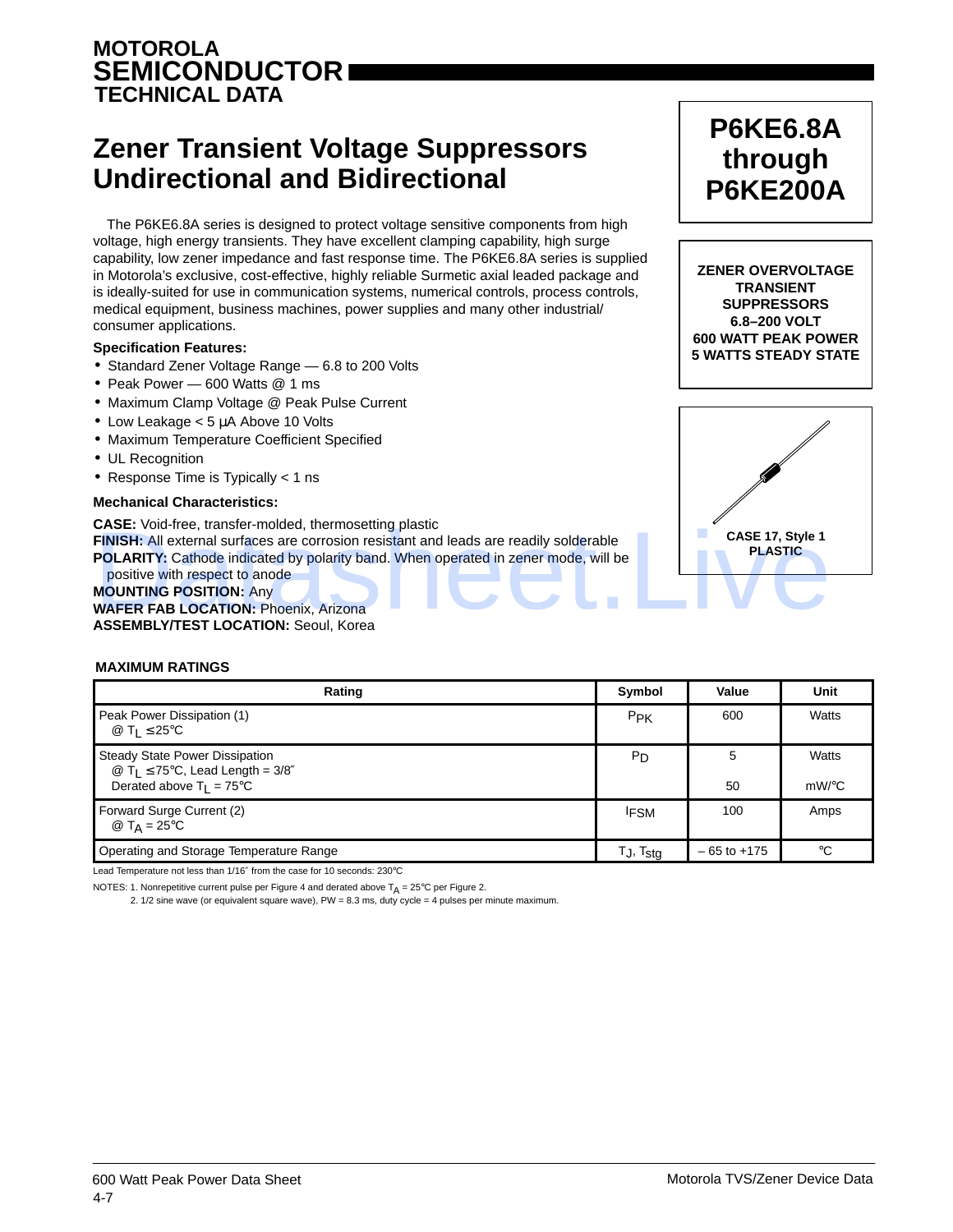MOTOROLA
**SEMICONDUCTOR**
TECHNICAL DATA

# Zener Transient Voltage Suppressors Undirectional and Bidirectional

**P6KE6.8A through P6KE200A**

**ZENER OVERVOLTAGE TRANSIENT SUPPRESSORS 6.8–200 VOLT 600 WATT PEAK POWER 5 WATTS STEADY STATE**

The P6KE6.8A series is designed to protect voltage sensitive components from high voltage, high energy transients. They have excellent clamping capability, high surge capability, low zener impedance and fast response time. The P6KE6.8A series is supplied in Motorola's exclusive, cost-effective, highly reliable Surmetic axial leaded package and is ideally-suited for use in communication systems, numerical controls, process controls, medical equipment, business machines, power supplies and many other industrial/consumer applications.

**Specification Features:**

- Standard Zener Voltage Range — 6.8 to 200 Volts
- Peak Power — 600 Watts @ 1 ms
- Maximum Clamp Voltage @ Peak Pulse Current
- Low Leakage < 5 µA Above 10 Volts
- Maximum Temperature Coefficient Specified
- UL Recognition
- Response Time is Typically < 1 ns

**Mechanical Characteristics:**

**CASE:** Void-free, transfer-molded, thermosetting plastic
**FINISH:** All external surfaces are corrosion resistant and leads are readily solderable
**POLARITY:** Cathode indicated by polarity band. When operated in zener mode, will be positive with respect to anode
**MOUNTING POSITION:** Any
**WAFER FAB LOCATION:** Phoenix, Arizona
**ASSEMBLY/TEST LOCATION:** Seoul, Korea

CASE 17, Style 1
PLASTIC

**MAXIMUM RATINGS**

| Rating | Symbol | Value | Unit |
|---|---|---|---|
| Peak Power Dissipation (1) @ $T_L \leq 25°C$ | $P_{PK}$ | 600 | Watts |
| Steady State Power Dissipation @ $T_L \leq 75°C$, Lead Length = 3/8″<br>Derated above $T_L$ = 75°C | $P_D$ | 5<br><br>50 | Watts<br><br>mW/°C |
| Forward Surge Current (2) @ $T_A$ = 25°C | $I_{FSM}$ | 100 | Amps |
| Operating and Storage Temperature Range | $T_J$, $T_{stg}$ | – 65 to +175 | °C |

Lead Temperature not less than 1/16″ from the case for 10 seconds: 230°C

NOTES: 1. Nonrepetitive current pulse per Figure 4 and derated above $T_A$ = 25°C per Figure 2.
2. 1/2 sine wave (or equivalent square wave), PW = 8.3 ms, duty cycle = 4 pulses per minute maximum.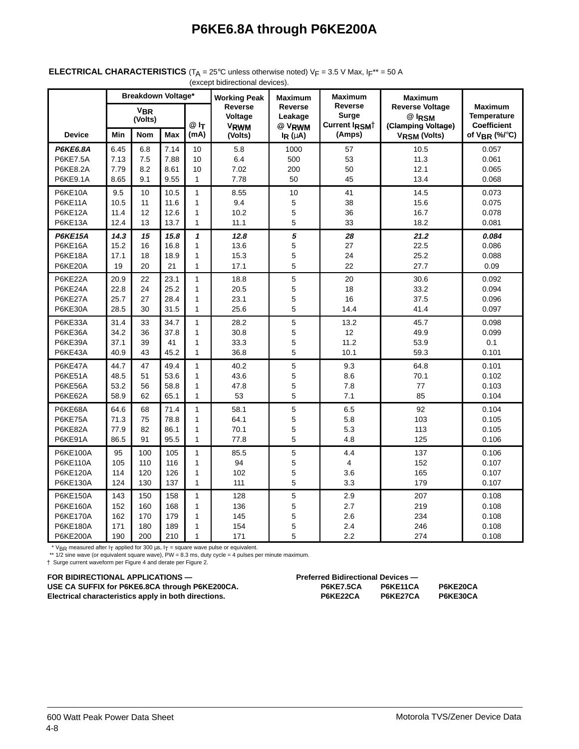# P6KE6.8A through P6KE200A

**ELECTRICAL CHARACTERISTICS** ($T_A$ = 25°C unless otherwise noted) $V_F$ = 3.5 V Max, $I_F$** = 50 A (except bidirectional devices).

| Device | Breakdown Voltage* | | | | Working Peak Reverse Voltage | Maximum Reverse Leakage @ $V_{RWM}$ | Maximum Reverse Surge Current $I_{RSM}$† | Maximum Reverse Voltage @ $I_{RSM}$ (Clamping Voltage) | Maximum Temperature Coefficient |
|---|---|---|---|---|---|---|---|---|---|
| | $V_{BR}$ (Volts) | | | @ $I_T$ | $V_{RWM}$ | | | | |
| | Min | Nom | Max | (mA) | (Volts) | $I_R$ (μA) | (Amps) | $V_{RSM}$ (Volts) | of $V_{BR}$ (%/°C) |
| ***P6KE6.8A*** | 6.45 | 6.8 | 7.14 | 10 | 5.8 | 1000 | 57 | 10.5 | 0.057 |
| P6KE7.5A | 7.13 | 7.5 | 7.88 | 10 | 6.4 | 500 | 53 | 11.3 | 0.061 |
| P6KE8.2A | 7.79 | 8.2 | 8.61 | 10 | 7.02 | 200 | 50 | 12.1 | 0.065 |
| P6KE9.1A | 8.65 | 9.1 | 9.55 | 1 | 7.78 | 50 | 45 | 13.4 | 0.068 |
| P6KE10A | 9.5 | 10 | 10.5 | 1 | 8.55 | 10 | 41 | 14.5 | 0.073 |
| P6KE11A | 10.5 | 11 | 11.6 | 1 | 9.4 | 5 | 38 | 15.6 | 0.075 |
| P6KE12A | 11.4 | 12 | 12.6 | 1 | 10.2 | 5 | 36 | 16.7 | 0.078 |
| P6KE13A | 12.4 | 13 | 13.7 | 1 | 11.1 | 5 | 33 | 18.2 | 0.081 |
| ***P6KE15A*** | ***14.3*** | ***15*** | ***15.8*** | ***1*** | ***12.8*** | ***5*** | ***28*** | ***21.2*** | ***0.084*** |
| P6KE16A | 15.2 | 16 | 16.8 | 1 | 13.6 | 5 | 27 | 22.5 | 0.086 |
| P6KE18A | 17.1 | 18 | 18.9 | 1 | 15.3 | 5 | 24 | 25.2 | 0.088 |
| P6KE20A | 19 | 20 | 21 | 1 | 17.1 | 5 | 22 | 27.7 | 0.09 |
| P6KE22A | 20.9 | 22 | 23.1 | 1 | 18.8 | 5 | 20 | 30.6 | 0.092 |
| P6KE24A | 22.8 | 24 | 25.2 | 1 | 20.5 | 5 | 18 | 33.2 | 0.094 |
| P6KE27A | 25.7 | 27 | 28.4 | 1 | 23.1 | 5 | 16 | 37.5 | 0.096 |
| P6KE30A | 28.5 | 30 | 31.5 | 1 | 25.6 | 5 | 14.4 | 41.4 | 0.097 |
| P6KE33A | 31.4 | 33 | 34.7 | 1 | 28.2 | 5 | 13.2 | 45.7 | 0.098 |
| P6KE36A | 34.2 | 36 | 37.8 | 1 | 30.8 | 5 | 12 | 49.9 | 0.099 |
| P6KE39A | 37.1 | 39 | 41 | 1 | 33.3 | 5 | 11.2 | 53.9 | 0.1 |
| P6KE43A | 40.9 | 43 | 45.2 | 1 | 36.8 | 5 | 10.1 | 59.3 | 0.101 |
| P6KE47A | 44.7 | 47 | 49.4 | 1 | 40.2 | 5 | 9.3 | 64.8 | 0.101 |
| P6KE51A | 48.5 | 51 | 53.6 | 1 | 43.6 | 5 | 8.6 | 70.1 | 0.102 |
| P6KE56A | 53.2 | 56 | 58.8 | 1 | 47.8 | 5 | 7.8 | 77 | 0.103 |
| P6KE62A | 58.9 | 62 | 65.1 | 1 | 53 | 5 | 7.1 | 85 | 0.104 |
| P6KE68A | 64.6 | 68 | 71.4 | 1 | 58.1 | 5 | 6.5 | 92 | 0.104 |
| P6KE75A | 71.3 | 75 | 78.8 | 1 | 64.1 | 5 | 5.8 | 103 | 0.105 |
| P6KE82A | 77.9 | 82 | 86.1 | 1 | 70.1 | 5 | 5.3 | 113 | 0.105 |
| P6KE91A | 86.5 | 91 | 95.5 | 1 | 77.8 | 5 | 4.8 | 125 | 0.106 |
| P6KE100A | 95 | 100 | 105 | 1 | 85.5 | 5 | 4.4 | 137 | 0.106 |
| P6KE110A | 105 | 110 | 116 | 1 | 94 | 5 | 4 | 152 | 0.107 |
| P6KE120A | 114 | 120 | 126 | 1 | 102 | 5 | 3.6 | 165 | 0.107 |
| P6KE130A | 124 | 130 | 137 | 1 | 111 | 5 | 3.3 | 179 | 0.107 |
| P6KE150A | 143 | 150 | 158 | 1 | 128 | 5 | 2.9 | 207 | 0.108 |
| P6KE160A | 152 | 160 | 168 | 1 | 136 | 5 | 2.7 | 219 | 0.108 |
| P6KE170A | 162 | 170 | 179 | 1 | 145 | 5 | 2.6 | 234 | 0.108 |
| P6KE180A | 171 | 180 | 189 | 1 | 154 | 5 | 2.4 | 246 | 0.108 |
| P6KE200A | 190 | 200 | 210 | 1 | 171 | 5 | 2.2 | 274 | 0.108 |

\* $V_{BR}$ measured after $I_T$ applied for 300 μs, $I_T$ = square wave pulse or equivalent.
** 1/2 sine wave (or equivalent square wave), PW = 8.3 ms, duty cycle = 4 pulses per minute maximum.
† Surge current waveform per Figure 4 and derate per Figure 2.

**FOR BIDIRECTIONAL APPLICATIONS —**
**USE CA SUFFIX for P6KE6.8CA through P6KE200CA.**
**Electrical characteristics apply in both directions.**

**Preferred Bidirectional Devices —**

| | | |
|---|---|---|
| **P6KE7.5CA** | **P6KE11CA** | **P6KE20CA** |
| **P6KE22CA** | **P6KE27CA** | **P6KE30CA** |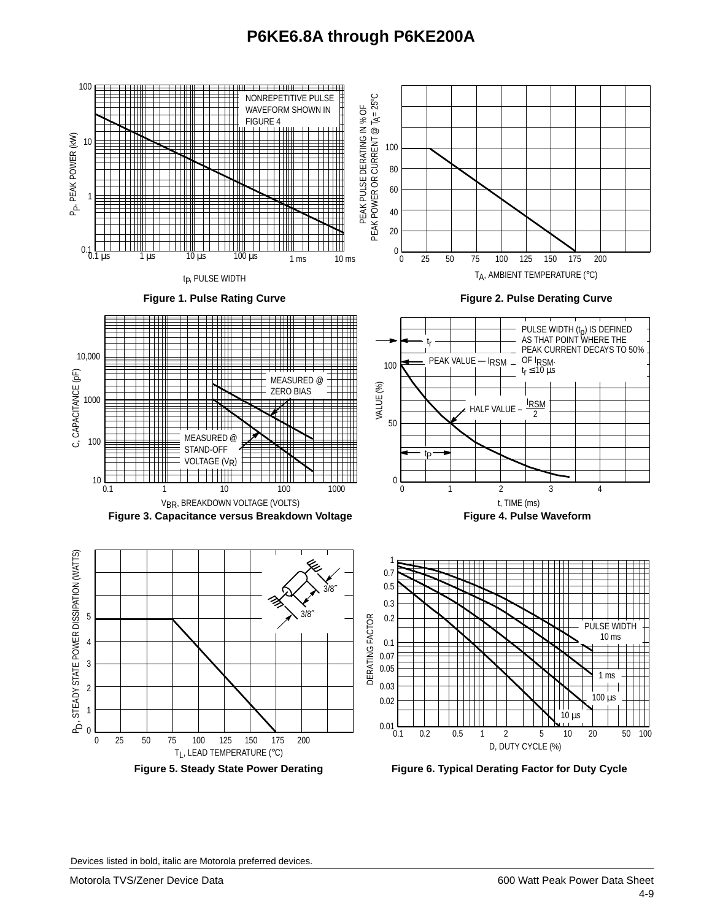# P6KE6.8A through P6KE200A

NONREPETITIVE PULSE WAVEFORM SHOWN IN FIGURE 4

$P_P$, PEAK POWER (kW)

$t_P$, PULSE WIDTH

**Figure 1. Pulse Rating Curve**

PEAK PULSE DERATING IN % OF PEAK POWER OR CURRENT @ $T_A$ = 25°C

$T_A$, AMBIENT TEMPERATURE (°C)

**Figure 2. Pulse Derating Curve**

MEASURED @ ZERO BIAS

MEASURED @ STAND-OFF VOLTAGE ($V_R$)

C, CAPACITANCE (pF)

$V_{BR}$, BREAKDOWN VOLTAGE (VOLTS)

**Figure 3. Capacitance versus Breakdown Voltage**

PULSE WIDTH ($t_p$) IS DEFINED AS THAT POINT WHERE THE PEAK CURRENT DECAYS TO 50% OF $I_{RSM}$.

$t_r \leq 10\ \mu s$

PEAK VALUE — $I_{RSM}$

HALF VALUE – $\frac{I_{RSM}}{2}$

VALUE (%)

t, TIME (ms)

**Figure 4. Pulse Waveform**

$P_D$, STEADY STATE POWER DISSIPATION (WATTS)

3/8″

3/8″

$T_L$, LEAD TEMPERATURE (°C)

**Figure 5. Steady State Power Derating**

DERATING FACTOR

PULSE WIDTH 10 ms

1 ms

100 µs

10 µs

D, DUTY CYCLE (%)

**Figure 6. Typical Derating Factor for Duty Cycle**

Devices listed in bold, italic are Motorola preferred devices.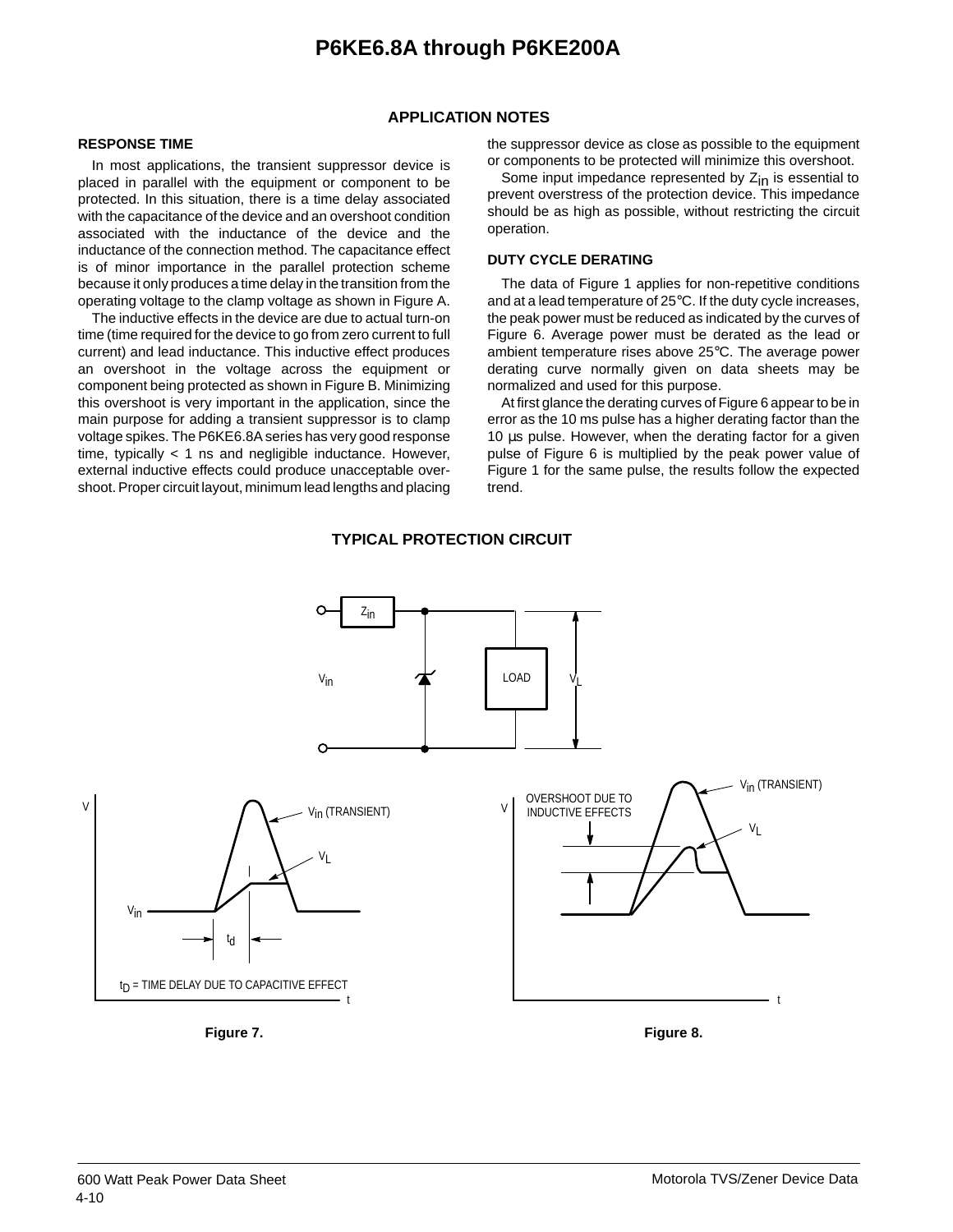## APPLICATION NOTES

### RESPONSE TIME

In most applications, the transient suppressor device is placed in parallel with the equipment or component to be protected. In this situation, there is a time delay associated with the capacitance of the device and an overshoot condition associated with the inductance of the device and the inductance of the connection method. The capacitance effect is of minor importance in the parallel protection scheme because it only produces a time delay in the transition from the operating voltage to the clamp voltage as shown in Figure A.

The inductive effects in the device are due to actual turn-on time (time required for the device to go from zero current to full current) and lead inductance. This inductive effect produces an overshoot in the voltage across the equipment or component being protected as shown in Figure B. Minimizing this overshoot is very important in the application, since the main purpose for adding a transient suppressor is to clamp voltage spikes. The P6KE6.8A series has very good response time, typically < 1 ns and negligible inductance. However, external inductive effects could produce unacceptable overshoot. Proper circuit layout, minimum lead lengths and placing the suppressor device as close as possible to the equipment or components to be protected will minimize this overshoot.

Some input impedance represented by $Z_{in}$ is essential to prevent overstress of the protection device. This impedance should be as high as possible, without restricting the circuit operation.

### DUTY CYCLE DERATING

The data of Figure 1 applies for non-repetitive conditions and at a lead temperature of 25°C. If the duty cycle increases, the peak power must be reduced as indicated by the curves of Figure 6. Average power must be derated as the lead or ambient temperature rises above 25°C. The average power derating curve normally given on data sheets may be normalized and used for this purpose.

At first glance the derating curves of Figure 6 appear to be in error as the 10 ms pulse has a higher derating factor than the 10 µs pulse. However, when the derating factor for a given pulse of Figure 6 is multiplied by the peak power value of Figure 1 for the same pulse, the results follow the expected trend.

## TYPICAL PROTECTION CIRCUIT

$Z_{in}$ — $V_{in}$ — LOAD — $V_L$

V — $V_{in}$ (TRANSIENT) — $V_L$ — $V_{in}$ — $t_d$ — t

$t_D$ = TIME DELAY DUE TO CAPACITIVE EFFECT

**Figure 7.**

V — OVERSHOOT DUE TO INDUCTIVE EFFECTS — $V_{in}$ (TRANSIENT) — $V_L$ — t

**Figure 8.**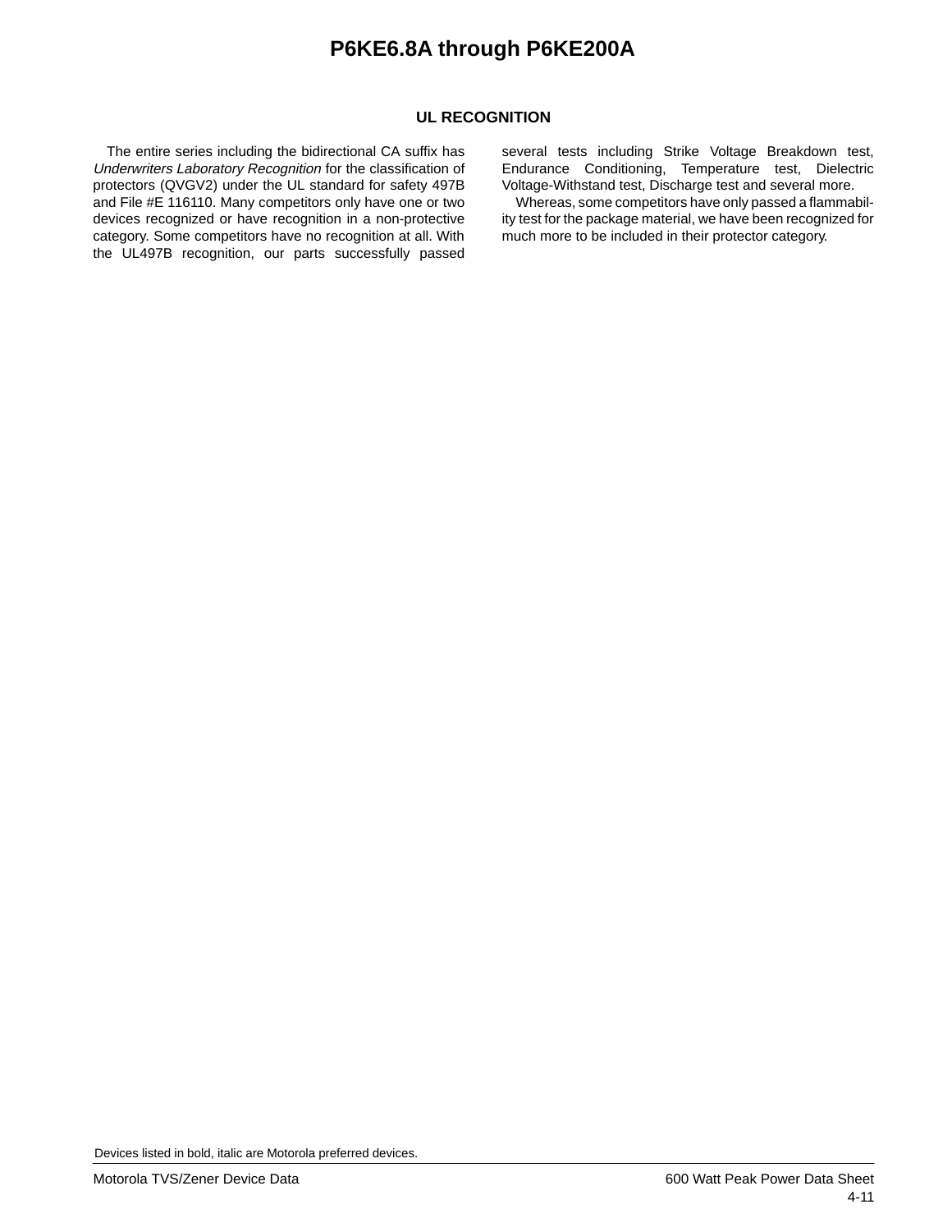## UL RECOGNITION

The entire series including the bidirectional CA suffix has *Underwriters Laboratory Recognition* for the classification of protectors (QVGV2) under the UL standard for safety 497B and File #E 116110. Many competitors only have one or two devices recognized or have recognition in a non-protective category. Some competitors have no recognition at all. With the UL497B recognition, our parts successfully passed several tests including Strike Voltage Breakdown test, Endurance Conditioning, Temperature test, Dielectric Voltage-Withstand test, Discharge test and several more.

Whereas, some competitors have only passed a flammability test for the package material, we have been recognized for much more to be included in their protector category.

Devices listed in bold, italic are Motorola preferred devices.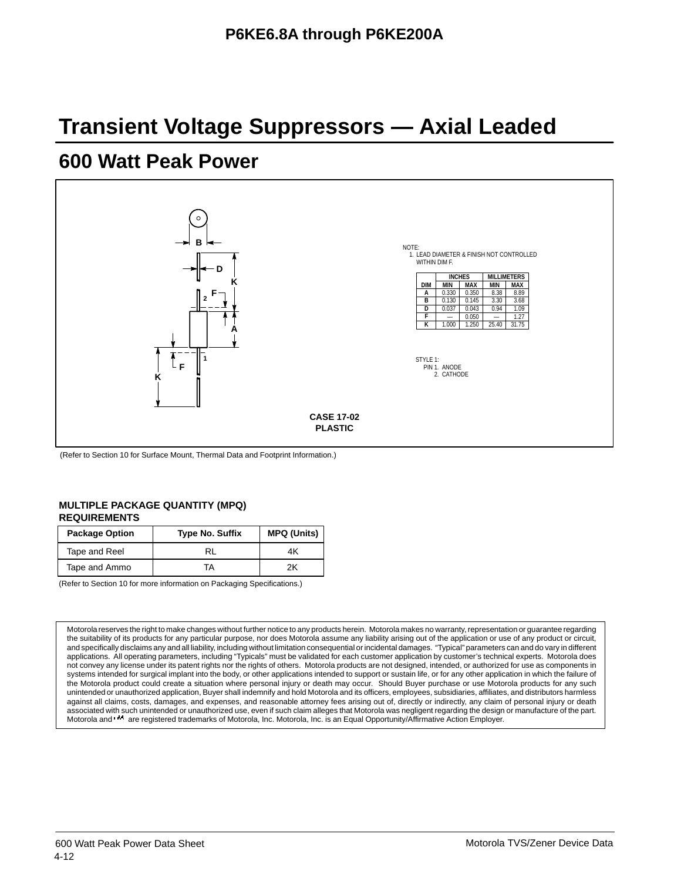# Transient Voltage Suppressors — Axial Leaded

## 600 Watt Peak Power

B

D

K

F

2

A

1

F

K

NOTE:
1. LEAD DIAMETER & FINISH NOT CONTROLLED WITHIN DIM F.

| DIM | INCHES MIN | INCHES MAX | MILLIMETERS MIN | MILLIMETERS MAX |
|---|---|---|---|---|
| A | 0.330 | 0.350 | 8.38 | 8.89 |
| B | 0.130 | 0.145 | 3.30 | 3.68 |
| D | 0.037 | 0.043 | 0.94 | 1.09 |
| F | — | 0.050 | — | 1.27 |
| K | 1.000 | 1.250 | 25.40 | 31.75 |

STYLE 1:
PIN 1. ANODE
2. CATHODE

**CASE 17-02**
**PLASTIC**

(Refer to Section 10 for Surface Mount, Thermal Data and Footprint Information.)

**MULTIPLE PACKAGE QUANTITY (MPQ) REQUIREMENTS**

| Package Option | Type No. Suffix | MPQ (Units) |
|---|---|---|
| Tape and Reel | RL | 4K |
| Tape and Ammo | TA | 2K |

(Refer to Section 10 for more information on Packaging Specifications.)

Motorola reserves the right to make changes without further notice to any products herein. Motorola makes no warranty, representation or guarantee regarding the suitability of its products for any particular purpose, nor does Motorola assume any liability arising out of the application or use of any product or circuit, and specifically disclaims any and all liability, including without limitation consequential or incidental damages. "Typical" parameters can and do vary in different applications. All operating parameters, including "Typicals" must be validated for each customer application by customer's technical experts. Motorola does not convey any license under its patent rights nor the rights of others. Motorola products are not designed, intended, or authorized for use as components in systems intended for surgical implant into the body, or other applications intended to support or sustain life, or for any other application in which the failure of the Motorola product could create a situation where personal injury or death may occur. Should Buyer purchase or use Motorola products for any such unintended or unauthorized application, Buyer shall indemnify and hold Motorola and its officers, employees, subsidiaries, affiliates, and distributors harmless against all claims, costs, damages, and expenses, and reasonable attorney fees arising out of, directly or indirectly, any claim of personal injury or death associated with such unintended or unauthorized use, even if such claim alleges that Motorola was negligent regarding the design or manufacture of the part. Motorola and Ⓜ are registered trademarks of Motorola, Inc. Motorola, Inc. is an Equal Opportunity/Affirmative Action Employer.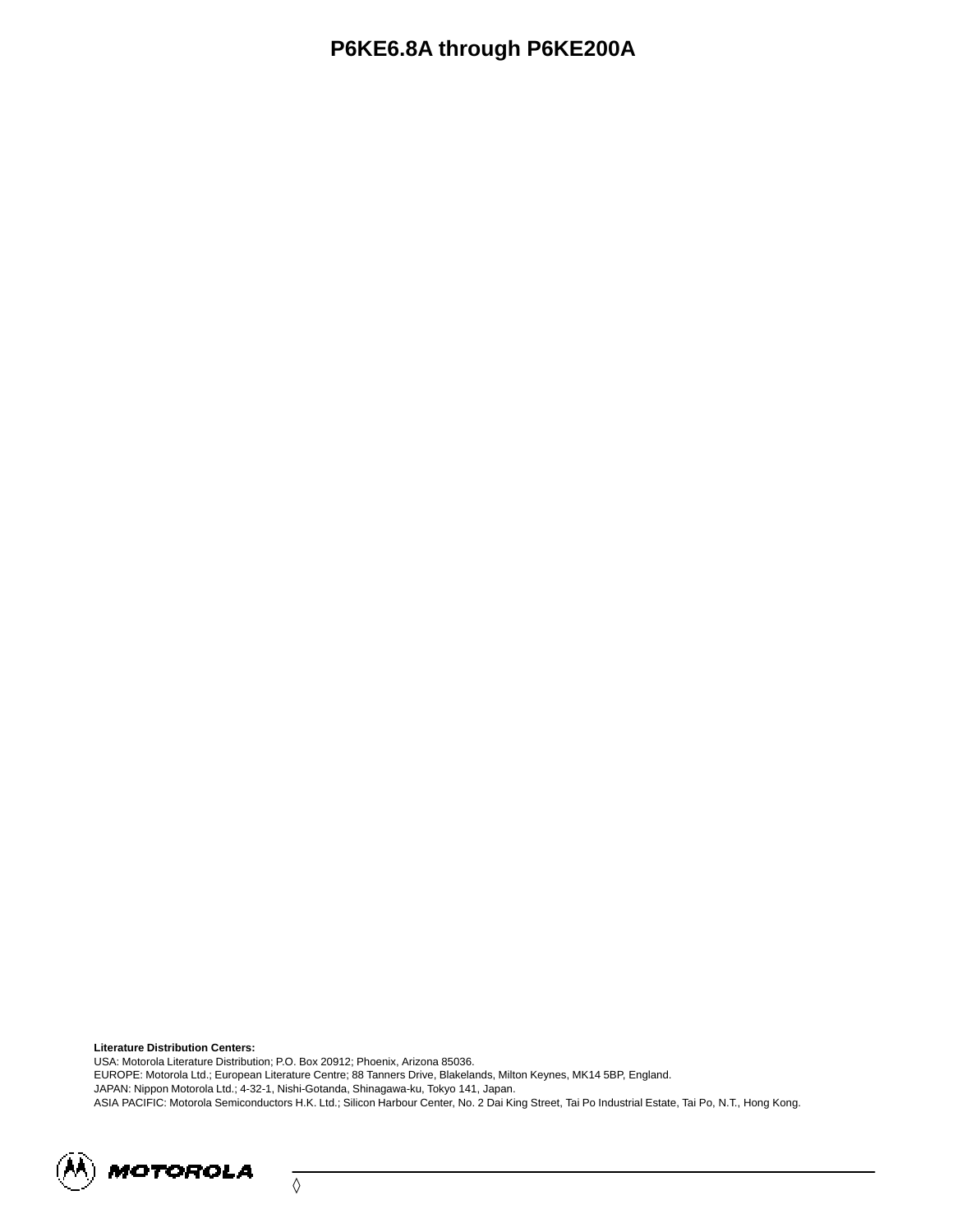**Literature Distribution Centers:**
USA: Motorola Literature Distribution; P.O. Box 20912; Phoenix, Arizona 85036.
EUROPE: Motorola Ltd.; European Literature Centre; 88 Tanners Drive, Blakelands, Milton Keynes, MK14 5BP, England.
JAPAN: Nippon Motorola Ltd.; 4-32-1, Nishi-Gotanda, Shinagawa-ku, Tokyo 141, Japan.
ASIA PACIFIC: Motorola Semiconductors H.K. Ltd.; Silicon Harbour Center, No. 2 Dai King Street, Tai Po Industrial Estate, Tai Po, N.T., Hong Kong.

MOTOROLA

◊